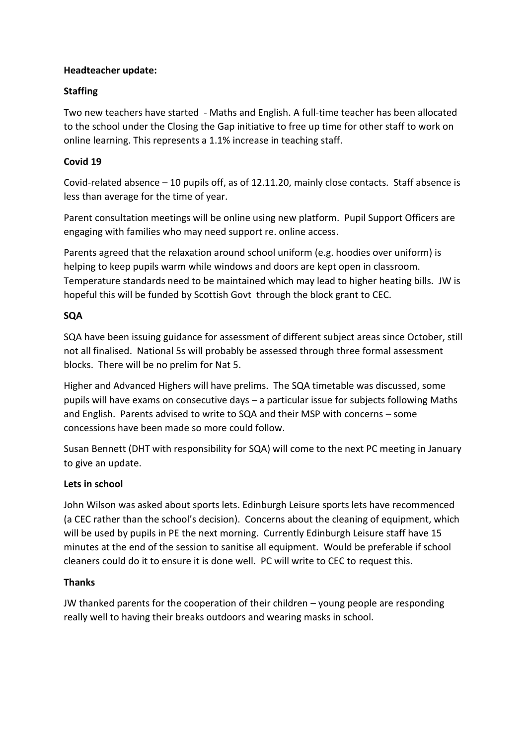**Headteacher update:**

**Staffing**

Two new teachers have started - Maths and English. A full-time teacher has been allocated to the school under the Closing the Gap initiative to free up time for other staff to work on online learning. This represents a 1.1% increase in teaching staff.

**Covid 19**

Covid-related absence – 10 pupils off, as of 12.11.20, mainly close contacts. Staff absence is less than average for the time of year.

Parent consultation meetings will be online using new platform. Pupil Support Officers are engaging with families who may need support re. online access.

Parents agreed that the relaxation around school uniform (e.g. hoodies over uniform) is helping to keep pupils warm while windows and doors are kept open in classroom. Temperature standards need to be maintained which may lead to higher heating bills. JW is hopeful this will be funded by Scottish Govt through the block grant to CEC.

**SQA**

SQA have been issuing guidance for assessment of different subject areas since October, still not all finalised. National 5s will probably be assessed through three formal assessment blocks. There will be no prelim for Nat 5.

Higher and Advanced Highers will have prelims. The SQA timetable was discussed, some pupils will have exams on consecutive days – a particular issue for subjects following Maths and English. Parents advised to write to SQA and their MSP with concerns – some concessions have been made so more could follow.

Susan Bennett (DHT with responsibility for SQA) will come to the next PC meeting in January to give an update.

**Lets in school**

John Wilson was asked about sports lets. Edinburgh Leisure sports lets have recommenced (a CEC rather than the school's decision). Concerns about the cleaning of equipment, which will be used by pupils in PE the next morning. Currently Edinburgh Leisure staff have 15 minutes at the end of the session to sanitise all equipment. Would be preferable if school cleaners could do it to ensure it is done well. PC will write to CEC to request this.

**Thanks**

JW thanked parents for the cooperation of their children – young people are responding really well to having their breaks outdoors and wearing masks in school.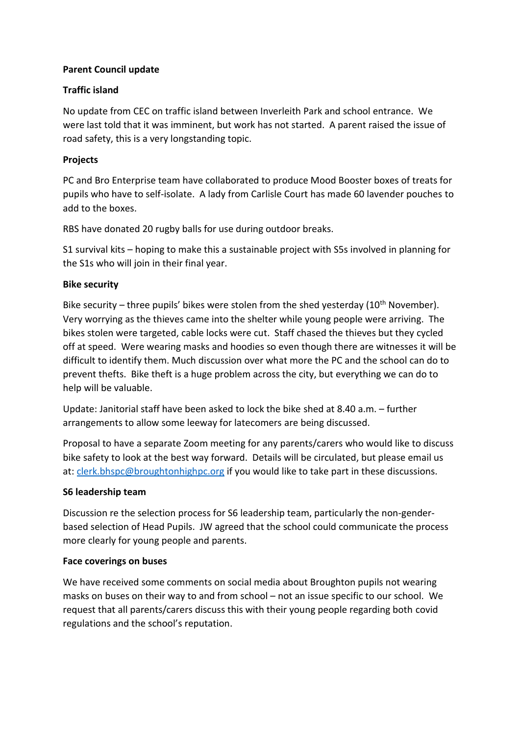**Parent Council update**

**Traffic island**

No update from CEC on traffic island between Inverleith Park and school entrance. We were last told that it was imminent, but work has not started. A parent raised the issue of road safety, this is a very longstanding topic.

**Projects**

PC and Bro Enterprise team have collaborated to produce Mood Booster boxes of treats for pupils who have to self-isolate. A lady from Carlisle Court has made 60 lavender pouches to add to the boxes.

RBS have donated 20 rugby balls for use during outdoor breaks.

S1 survival kits – hoping to make this a sustainable project with S5s involved in planning for the S1s who will join in their final year.

**Bike security**

Bike security – three pupils' bikes were stolen from the shed yesterday (10th November). Very worrying as the thieves came into the shelter while young people were arriving. The bikes stolen were targeted, cable locks were cut. Staff chased the thieves but they cycled off at speed. Were wearing masks and hoodies so even though there are witnesses it will be difficult to identify them. Much discussion over what more the PC and the school can do to prevent thefts. Bike theft is a huge problem across the city, but everything we can do to help will be valuable.

Update: Janitorial staff have been asked to lock the bike shed at 8.40 a.m. – further arrangements to allow some leeway for latecomers are being discussed.

Proposal to have a separate Zoom meeting for any parents/carers who would like to discuss bike safety to look at the best way forward. Details will be circulated, but please email us at: clerk.bhspc@broughtonhighpc.org if you would like to take part in these discussions.

**S6 leadership team**

Discussion re the selection process for S6 leadership team, particularly the non-gender-based selection of Head Pupils. JW agreed that the school could communicate the process more clearly for young people and parents.

**Face coverings on buses**

We have received some comments on social media about Broughton pupils not wearing masks on buses on their way to and from school – not an issue specific to our school. We request that all parents/carers discuss this with their young people regarding both covid regulations and the school's reputation.